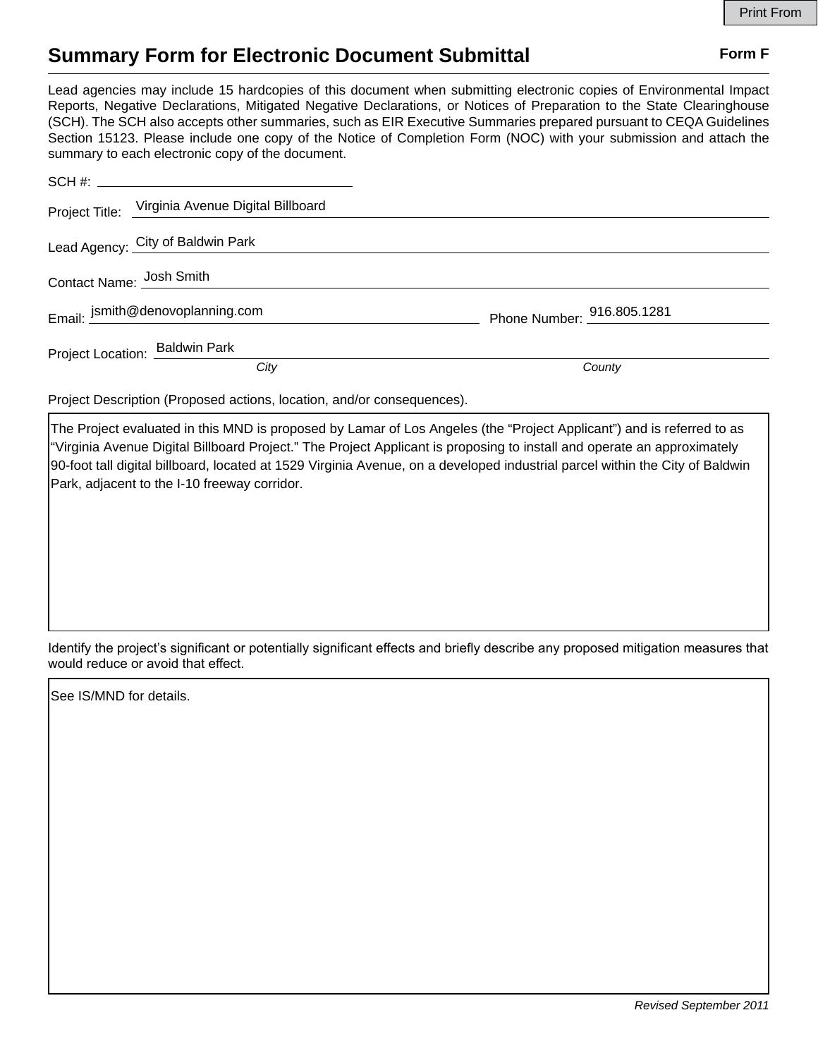Print From

# Summary Form for Electronic Document Submittal

**Form F**

Lead agencies may include 15 hardcopies of this document when submitting electronic copies of Environmental Impact Reports, Negative Declarations, Mitigated Negative Declarations, or Notices of Preparation to the State Clearinghouse (SCH). The SCH also accepts other summaries, such as EIR Executive Summaries prepared pursuant to CEQA Guidelines Section 15123. Please include one copy of the Notice of Completion Form (NOC) with your submission and attach the summary to each electronic copy of the document.

SCH #: ______________________

Project Title: Virginia Avenue Digital Billboard

Lead Agency: City of Baldwin Park

Contact Name: Josh Smith

Email: jsmith@denovoplanning.com  Phone Number: 916.805.1281

Project Location: Baldwin Park
*City* *County*

Project Description (Proposed actions, location, and/or consequences).

The Project evaluated in this MND is proposed by Lamar of Los Angeles (the "Project Applicant") and is referred to as "Virginia Avenue Digital Billboard Project." The Project Applicant is proposing to install and operate an approximately 90-foot tall digital billboard, located at 1529 Virginia Avenue, on a developed industrial parcel within the City of Baldwin Park, adjacent to the I-10 freeway corridor.

Identify the project's significant or potentially significant effects and briefly describe any proposed mitigation measures that would reduce or avoid that effect.

See IS/MND for details.

*Revised September 2011*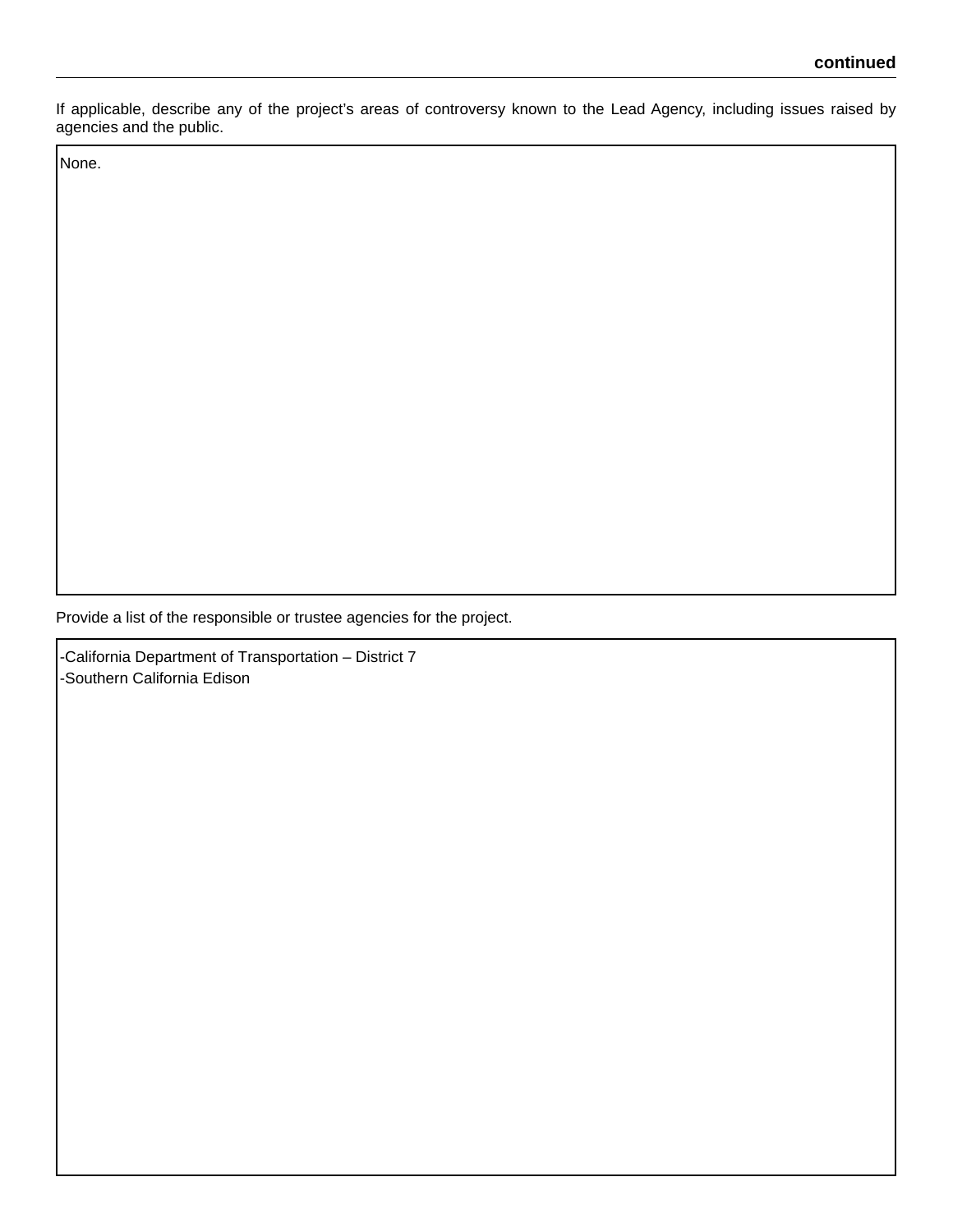**continued**

If applicable, describe any of the project's areas of controversy known to the Lead Agency, including issues raised by agencies and the public.

None.

Provide a list of the responsible or trustee agencies for the project.

-California Department of Transportation – District 7
-Southern California Edison